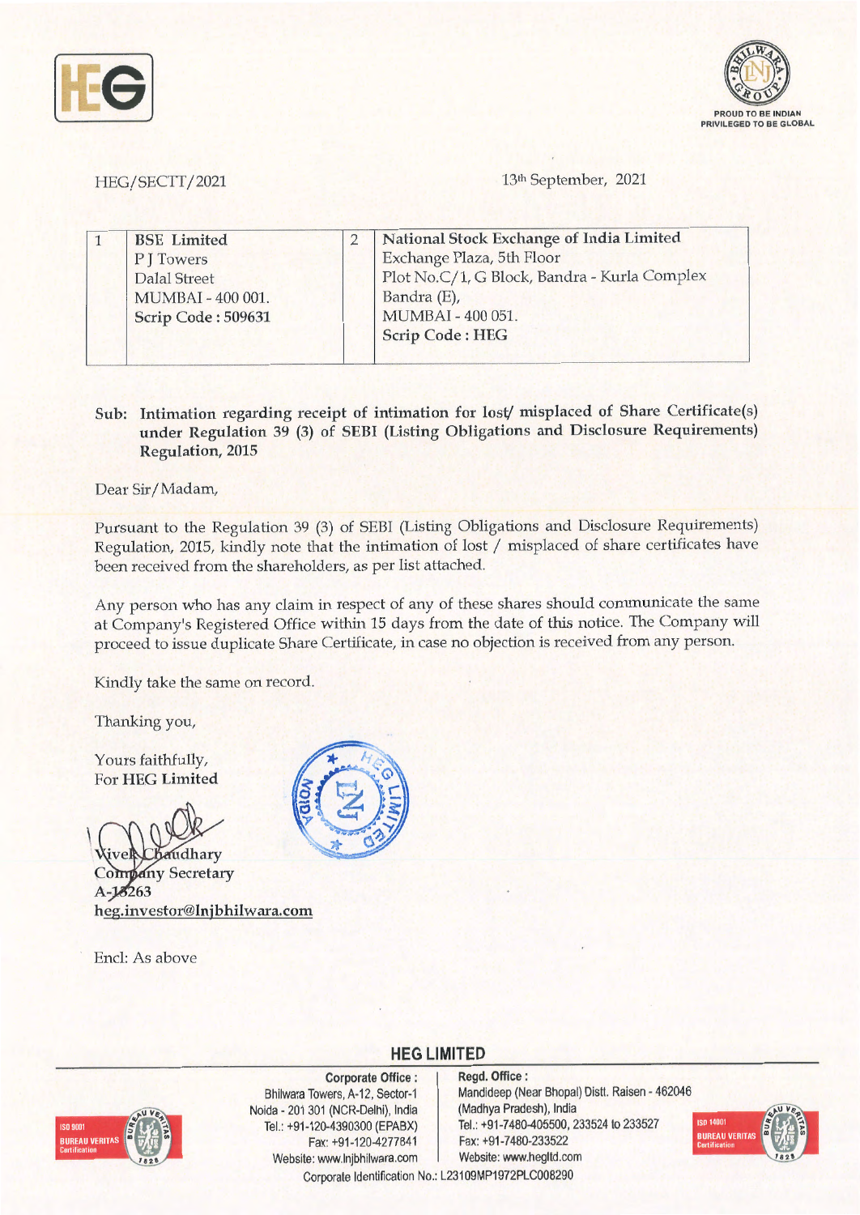HEG/SECTT/2021

13th September, 2021

| 1 | BSE Limited<br>P J Towers<br>Dalal Street<br>MUMBAI - 400 001.<br>**Scrip Code : 509631** | 2 | **National Stock Exchange of India Limited**<br>Exchange Plaza, 5th Floor<br>Plot No.C/1, G Block, Bandra - Kurla Complex<br>Bandra (E),<br>MUMBAI - 400 051.<br>**Scrip Code : HEG** |
|---|---|---|---|

**Sub: Intimation regarding receipt of intimation for lost/ misplaced of Share Certificate(s) under Regulation 39 (3) of SEBI (Listing Obligations and Disclosure Requirements) Regulation, 2015**

Dear Sir/Madam,

Pursuant to the Regulation 39 (3) of SEBI (Listing Obligations and Disclosure Requirements) Regulation, 2015, kindly note that the intimation of lost / misplaced of share certificates have been received from the shareholders, as per list attached.

Any person who has any claim in respect of any of these shares should communicate the same at Company's Registered Office within 15 days from the date of this notice. The Company will proceed to issue duplicate Share Certificate, in case no objection is received from any person.

Kindly take the same on record.

Thanking you,

Yours faithfully,
For **HEG Limited**

Vivek Chaudhary
Company Secretary
A-13263
heg.investor@lnjbhilwara.com

Encl: As above

**HEG LIMITED**

**Corporate Office :** Bhilwara Towers, A-12, Sector-1, Noida - 201 301 (NCR-Delhi), India. Tel.: +91-120-4390300 (EPABX) Fax: +91-120-4277841 Website: www.lnjbhilwara.com

**Regd. Office :** Mandideep (Near Bhopal) Distt. Raisen - 462046 (Madhya Pradesh), India. Tel.: +91-7480-405500, 233524 to 233527 Fax: +91-7480-233522 Website: www.hegltd.com

Corporate Identification No.: L23109MP1972PLC008290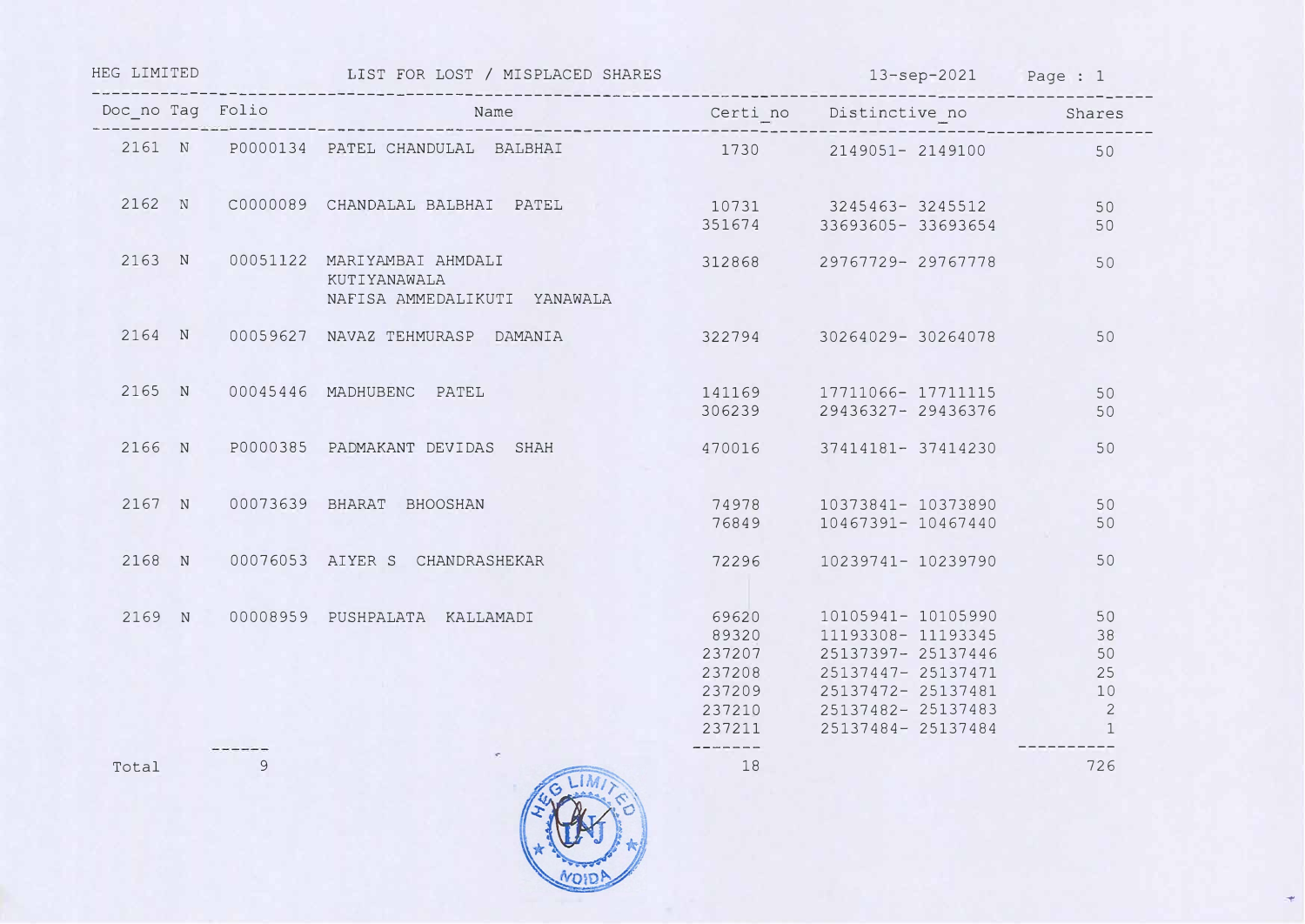HEG LIMITED — LIST FOR LOST / MISPLACED SHARES — 13-sep-2021

| Doc_no | Tag | Folio | Name | Certi_no | Distinctive_no | Shares |
|---|---|---|---|---|---|---|
| 2161 | N | P0000134 | PATEL CHANDULAL BALBHAI | 1730 | 2149051- 2149100 | 50 |
| 2162 | N | C0000089 | CHANDALAL BALBHAI PATEL | 10731 | 3245463- 3245512 | 50 |
| | | | | 351674 | 33693605- 33693654 | 50 |
| 2163 | N | 00051122 | MARIYAMBAI AHMDALI KUTIYANAWALA<br>NAFISA AMMEDALIKUTI YANAWALA | 312868 | 29767729- 29767778 | 50 |
| 2164 | N | 00059627 | NAVAZ TEHMURASP DAMANIA | 322794 | 30264029- 30264078 | 50 |
| 2165 | N | 00045446 | MADHUBENC PATEL | 141169 | 17711066- 17711115 | 50 |
| | | | | 306239 | 29436327- 29436376 | 50 |
| 2166 | N | P0000385 | PADMAKANT DEVIDAS SHAH | 470016 | 37414181- 37414230 | 50 |
| 2167 | N | 00073639 | BHARAT BHOOSHAN | 74978 | 10373841- 10373890 | 50 |
| | | | | 76849 | 10467391- 10467440 | 50 |
| 2168 | N | 00076053 | AIYER S CHANDRASHEKAR | 72296 | 10239741- 10239790 | 50 |
| 2169 | N | 00008959 | PUSHPALATA KALLAMADI | 69620 | 10105941- 10105990 | 50 |
| | | | | 89320 | 11193308- 11193345 | 38 |
| | | | | 237207 | 25137397- 25137446 | 50 |
| | | | | 237208 | 25137447- 25137471 | 25 |
| | | | | 237209 | 25137472- 25137481 | 10 |
| | | | | 237210 | 25137482- 25137483 | 2 |
| | | | | 237211 | 25137484- 25137484 | 1 |
| Total | | 9 | | 18 | | 726 |